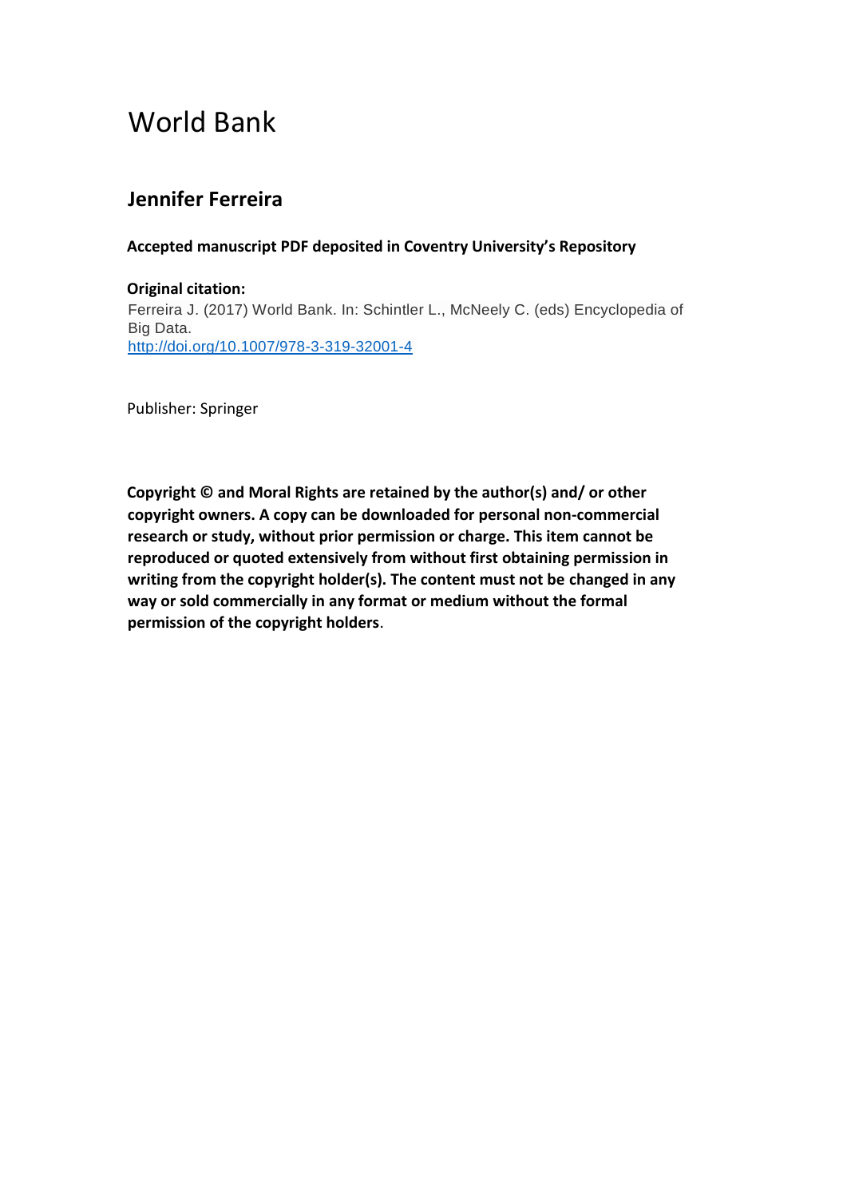# World Bank

## Jennifer Ferreira

**Accepted manuscript PDF deposited in Coventry University's Repository**

**Original citation:**

Ferreira J. (2017) World Bank. In: Schintler L., McNeely C. (eds) Encyclopedia of Big Data.

http://doi.org/10.1007/978-3-319-32001-4

Publisher: Springer

**Copyright © and Moral Rights are retained by the author(s) and/ or other copyright owners. A copy can be downloaded for personal non-commercial research or study, without prior permission or charge. This item cannot be reproduced or quoted extensively from without first obtaining permission in writing from the copyright holder(s). The content must not be changed in any way or sold commercially in any format or medium without the formal permission of the copyright holders**.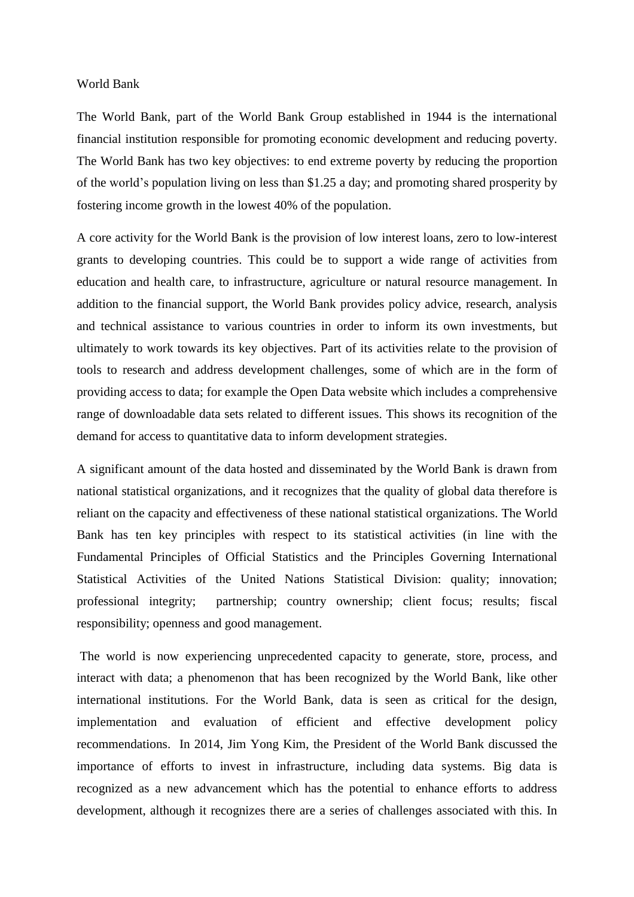World Bank

The World Bank, part of the World Bank Group established in 1944 is the international financial institution responsible for promoting economic development and reducing poverty. The World Bank has two key objectives: to end extreme poverty by reducing the proportion of the world's population living on less than $1.25 a day; and promoting shared prosperity by fostering income growth in the lowest 40% of the population.

A core activity for the World Bank is the provision of low interest loans, zero to low-interest grants to developing countries. This could be to support a wide range of activities from education and health care, to infrastructure, agriculture or natural resource management. In addition to the financial support, the World Bank provides policy advice, research, analysis and technical assistance to various countries in order to inform its own investments, but ultimately to work towards its key objectives. Part of its activities relate to the provision of tools to research and address development challenges, some of which are in the form of providing access to data; for example the Open Data website which includes a comprehensive range of downloadable data sets related to different issues. This shows its recognition of the demand for access to quantitative data to inform development strategies.

A significant amount of the data hosted and disseminated by the World Bank is drawn from national statistical organizations, and it recognizes that the quality of global data therefore is reliant on the capacity and effectiveness of these national statistical organizations. The World Bank has ten key principles with respect to its statistical activities (in line with the Fundamental Principles of Official Statistics and the Principles Governing International Statistical Activities of the United Nations Statistical Division: quality; innovation; professional integrity; partnership; country ownership; client focus; results; fiscal responsibility; openness and good management.

The world is now experiencing unprecedented capacity to generate, store, process, and interact with data; a phenomenon that has been recognized by the World Bank, like other international institutions. For the World Bank, data is seen as critical for the design, implementation and evaluation of efficient and effective development policy recommendations. In 2014, Jim Yong Kim, the President of the World Bank discussed the importance of efforts to invest in infrastructure, including data systems. Big data is recognized as a new advancement which has the potential to enhance efforts to address development, although it recognizes there are a series of challenges associated with this. In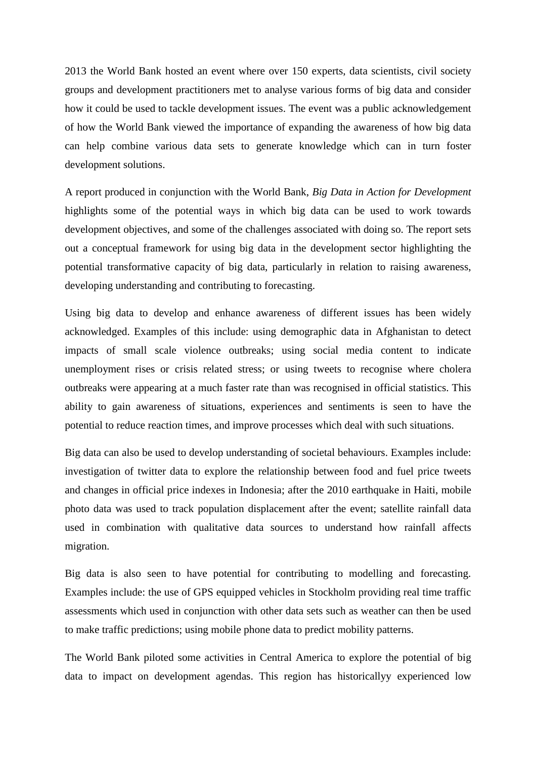2013 the World Bank hosted an event where over 150 experts, data scientists, civil society groups and development practitioners met to analyse various forms of big data and consider how it could be used to tackle development issues. The event was a public acknowledgement of how the World Bank viewed the importance of expanding the awareness of how big data can help combine various data sets to generate knowledge which can in turn foster development solutions.

A report produced in conjunction with the World Bank, *Big Data in Action for Development* highlights some of the potential ways in which big data can be used to work towards development objectives, and some of the challenges associated with doing so. The report sets out a conceptual framework for using big data in the development sector highlighting the potential transformative capacity of big data, particularly in relation to raising awareness, developing understanding and contributing to forecasting.

Using big data to develop and enhance awareness of different issues has been widely acknowledged. Examples of this include: using demographic data in Afghanistan to detect impacts of small scale violence outbreaks; using social media content to indicate unemployment rises or crisis related stress; or using tweets to recognise where cholera outbreaks were appearing at a much faster rate than was recognised in official statistics. This ability to gain awareness of situations, experiences and sentiments is seen to have the potential to reduce reaction times, and improve processes which deal with such situations.

Big data can also be used to develop understanding of societal behaviours. Examples include: investigation of twitter data to explore the relationship between food and fuel price tweets and changes in official price indexes in Indonesia; after the 2010 earthquake in Haiti, mobile photo data was used to track population displacement after the event; satellite rainfall data used in combination with qualitative data sources to understand how rainfall affects migration.

Big data is also seen to have potential for contributing to modelling and forecasting. Examples include: the use of GPS equipped vehicles in Stockholm providing real time traffic assessments which used in conjunction with other data sets such as weather can then be used to make traffic predictions; using mobile phone data to predict mobility patterns.

The World Bank piloted some activities in Central America to explore the potential of big data to impact on development agendas. This region has historicallyy experienced low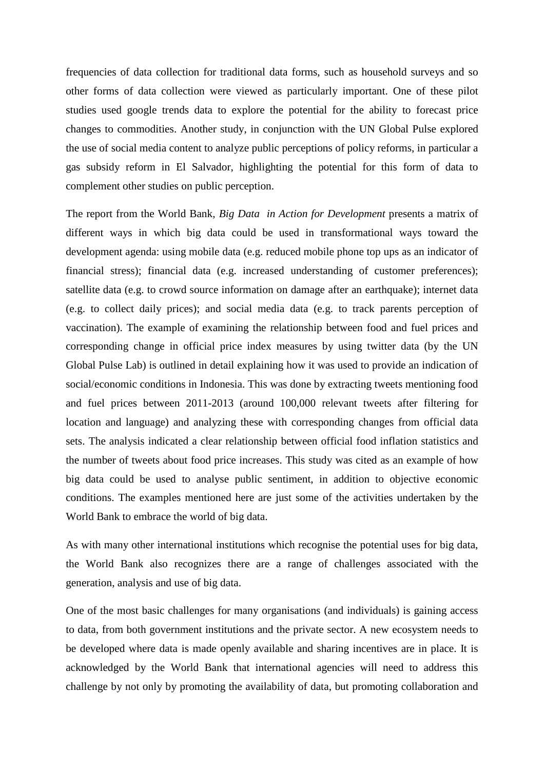frequencies of data collection for traditional data forms, such as household surveys and so other forms of data collection were viewed as particularly important. One of these pilot studies used google trends data to explore the potential for the ability to forecast price changes to commodities. Another study, in conjunction with the UN Global Pulse explored the use of social media content to analyze public perceptions of policy reforms, in particular a gas subsidy reform in El Salvador, highlighting the potential for this form of data to complement other studies on public perception.

The report from the World Bank, *Big Data in Action for Development* presents a matrix of different ways in which big data could be used in transformational ways toward the development agenda: using mobile data (e.g. reduced mobile phone top ups as an indicator of financial stress); financial data (e.g. increased understanding of customer preferences); satellite data (e.g. to crowd source information on damage after an earthquake); internet data (e.g. to collect daily prices); and social media data (e.g. to track parents perception of vaccination). The example of examining the relationship between food and fuel prices and corresponding change in official price index measures by using twitter data (by the UN Global Pulse Lab) is outlined in detail explaining how it was used to provide an indication of social/economic conditions in Indonesia. This was done by extracting tweets mentioning food and fuel prices between 2011-2013 (around 100,000 relevant tweets after filtering for location and language) and analyzing these with corresponding changes from official data sets. The analysis indicated a clear relationship between official food inflation statistics and the number of tweets about food price increases. This study was cited as an example of how big data could be used to analyse public sentiment, in addition to objective economic conditions. The examples mentioned here are just some of the activities undertaken by the World Bank to embrace the world of big data.

As with many other international institutions which recognise the potential uses for big data, the World Bank also recognizes there are a range of challenges associated with the generation, analysis and use of big data.

One of the most basic challenges for many organisations (and individuals) is gaining access to data, from both government institutions and the private sector. A new ecosystem needs to be developed where data is made openly available and sharing incentives are in place. It is acknowledged by the World Bank that international agencies will need to address this challenge by not only by promoting the availability of data, but promoting collaboration and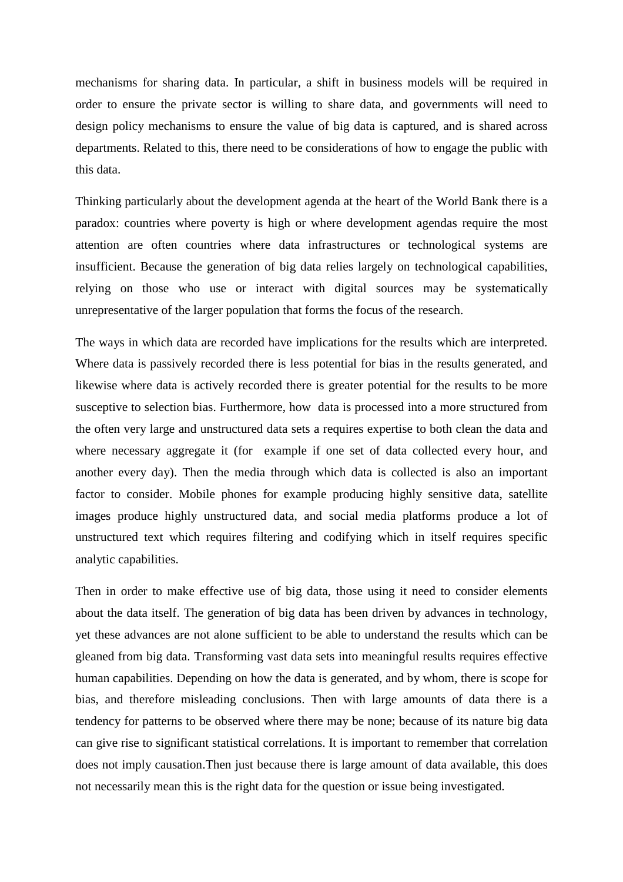mechanisms for sharing data. In particular, a shift in business models will be required in order to ensure the private sector is willing to share data, and governments will need to design policy mechanisms to ensure the value of big data is captured, and is shared across departments. Related to this, there need to be considerations of how to engage the public with this data.

Thinking particularly about the development agenda at the heart of the World Bank there is a paradox: countries where poverty is high or where development agendas require the most attention are often countries where data infrastructures or technological systems are insufficient. Because the generation of big data relies largely on technological capabilities, relying on those who use or interact with digital sources may be systematically unrepresentative of the larger population that forms the focus of the research.

The ways in which data are recorded have implications for the results which are interpreted. Where data is passively recorded there is less potential for bias in the results generated, and likewise where data is actively recorded there is greater potential for the results to be more susceptive to selection bias. Furthermore, how data is processed into a more structured from the often very large and unstructured data sets a requires expertise to both clean the data and where necessary aggregate it (for example if one set of data collected every hour, and another every day). Then the media through which data is collected is also an important factor to consider. Mobile phones for example producing highly sensitive data, satellite images produce highly unstructured data, and social media platforms produce a lot of unstructured text which requires filtering and codifying which in itself requires specific analytic capabilities.

Then in order to make effective use of big data, those using it need to consider elements about the data itself. The generation of big data has been driven by advances in technology, yet these advances are not alone sufficient to be able to understand the results which can be gleaned from big data. Transforming vast data sets into meaningful results requires effective human capabilities. Depending on how the data is generated, and by whom, there is scope for bias, and therefore misleading conclusions. Then with large amounts of data there is a tendency for patterns to be observed where there may be none; because of its nature big data can give rise to significant statistical correlations. It is important to remember that correlation does not imply causation.Then just because there is large amount of data available, this does not necessarily mean this is the right data for the question or issue being investigated.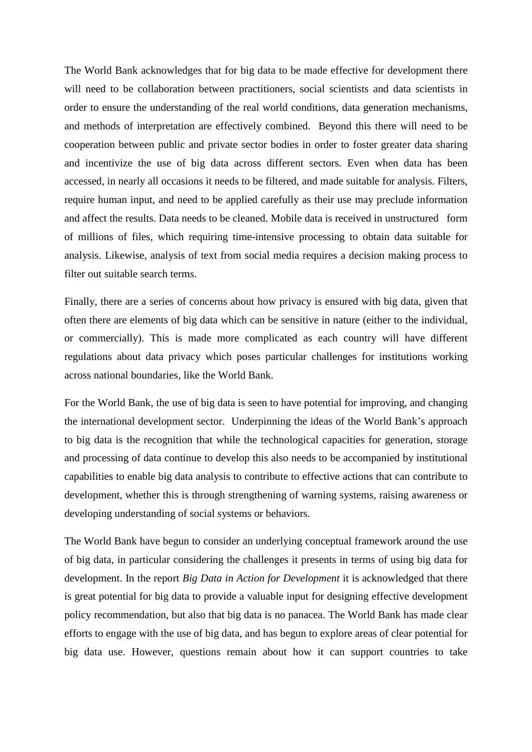The World Bank acknowledges that for big data to be made effective for development there will need to be collaboration between practitioners, social scientists and data scientists in order to ensure the understanding of the real world conditions, data generation mechanisms, and methods of interpretation are effectively combined. Beyond this there will need to be cooperation between public and private sector bodies in order to foster greater data sharing and incentivize the use of big data across different sectors. Even when data has been accessed, in nearly all occasions it needs to be filtered, and made suitable for analysis. Filters, require human input, and need to be applied carefully as their use may preclude information and affect the results. Data needs to be cleaned. Mobile data is received in unstructured form of millions of files, which requiring time-intensive processing to obtain data suitable for analysis. Likewise, analysis of text from social media requires a decision making process to filter out suitable search terms.

Finally, there are a series of concerns about how privacy is ensured with big data, given that often there are elements of big data which can be sensitive in nature (either to the individual, or commercially). This is made more complicated as each country will have different regulations about data privacy which poses particular challenges for institutions working across national boundaries, like the World Bank.

For the World Bank, the use of big data is seen to have potential for improving, and changing the international development sector. Underpinning the ideas of the World Bank's approach to big data is the recognition that while the technological capacities for generation, storage and processing of data continue to develop this also needs to be accompanied by institutional capabilities to enable big data analysis to contribute to effective actions that can contribute to development, whether this is through strengthening of warning systems, raising awareness or developing understanding of social systems or behaviors.

The World Bank have begun to consider an underlying conceptual framework around the use of big data, in particular considering the challenges it presents in terms of using big data for development. In the report *Big Data in Action for Development* it is acknowledged that there is great potential for big data to provide a valuable input for designing effective development policy recommendation, but also that big data is no panacea. The World Bank has made clear efforts to engage with the use of big data, and has begun to explore areas of clear potential for big data use. However, questions remain about how it can support countries to take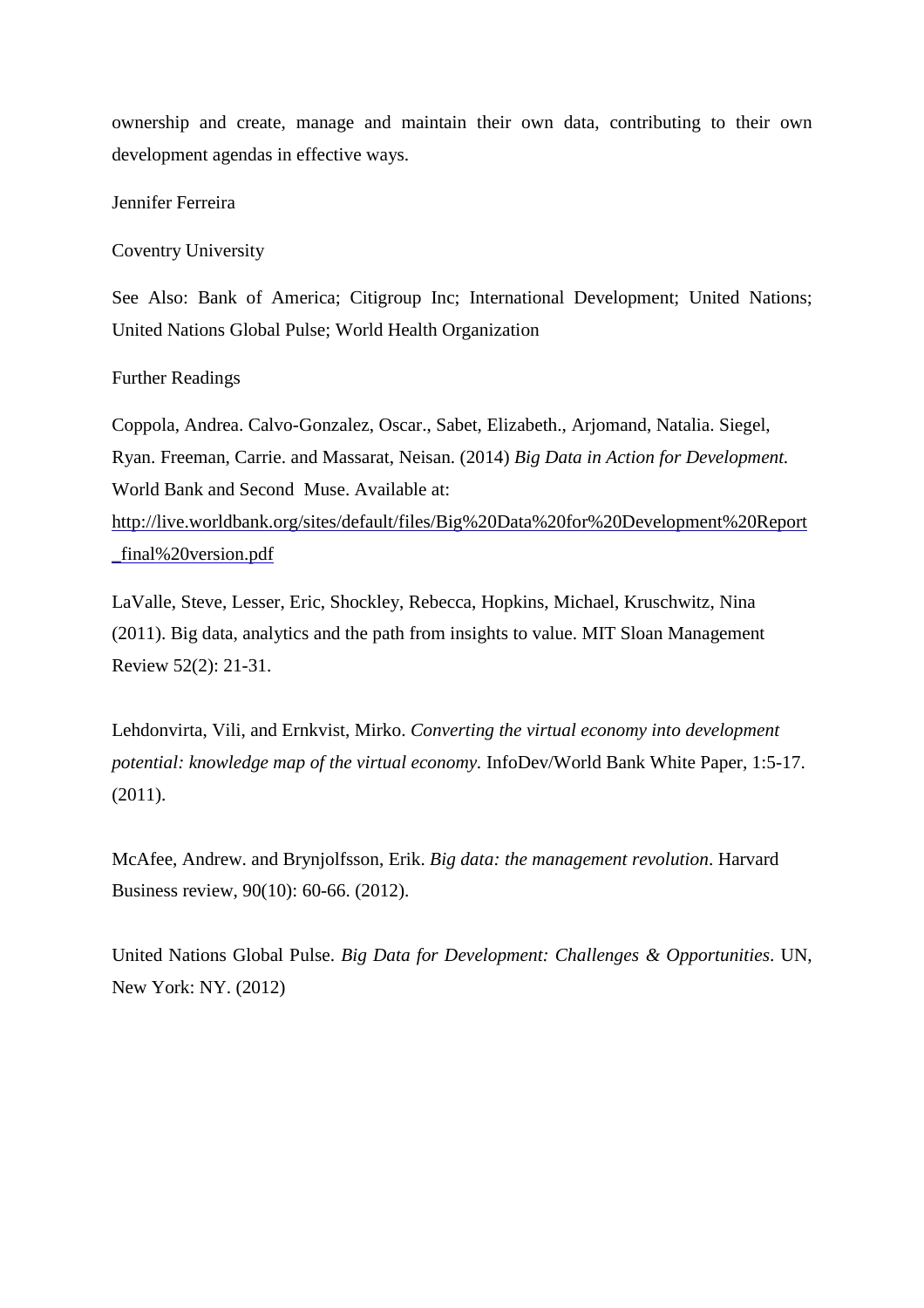ownership and create, manage and maintain their own data, contributing to their own development agendas in effective ways.

Jennifer Ferreira

Coventry University

See Also: Bank of America; Citigroup Inc; International Development; United Nations; United Nations Global Pulse; World Health Organization

Further Readings

Coppola, Andrea. Calvo-Gonzalez, Oscar., Sabet, Elizabeth., Arjomand, Natalia. Siegel, Ryan. Freeman, Carrie. and Massarat, Neisan. (2014) *Big Data in Action for Development.* World Bank and Second Muse. Available at: http://live.worldbank.org/sites/default/files/Big%20Data%20for%20Development%20Report_final%20version.pdf

LaValle, Steve, Lesser, Eric, Shockley, Rebecca, Hopkins, Michael, Kruschwitz, Nina (2011). Big data, analytics and the path from insights to value. MIT Sloan Management Review 52(2): 21-31.

Lehdonvirta, Vili, and Ernkvist, Mirko. *Converting the virtual economy into development potential: knowledge map of the virtual economy.* InfoDev/World Bank White Paper, 1:5-17. (2011).

McAfee, Andrew. and Brynjolfsson, Erik. *Big data: the management revolution*. Harvard Business review, 90(10): 60-66. (2012).

United Nations Global Pulse. *Big Data for Development: Challenges & Opportunities*. UN, New York: NY. (2012)